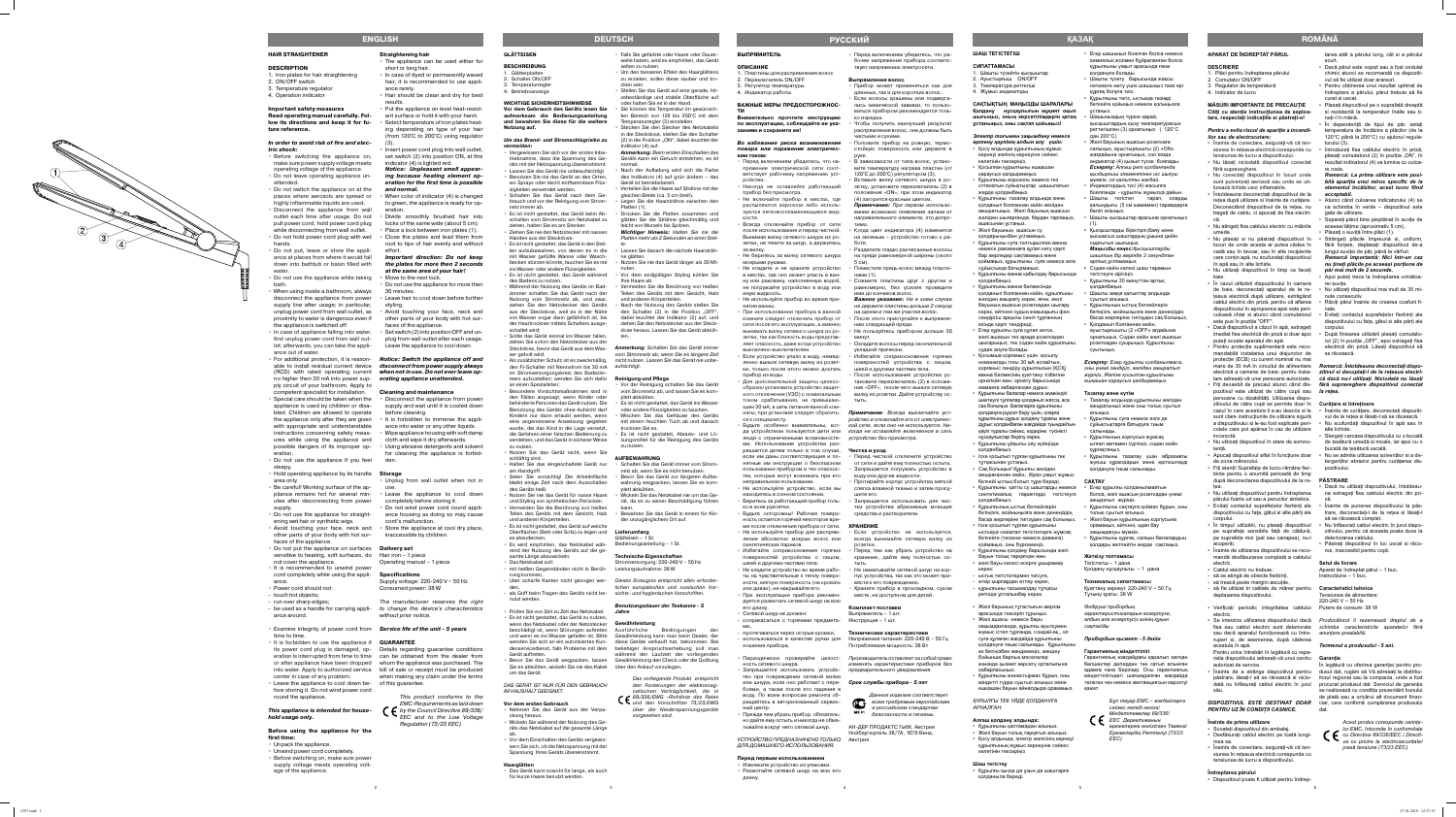## ENGLISH

# HAIR STRAIGHTENER

## DESCRIPTION
1. Iron plates for hair straightening
2. ON/OFF switch
3. Temperature regulator
4. Operation indicator

## Important safety measures
**Read operating manual carefully. Follow the directions and keep it for future reference.**

***In order to avoid risk of fire and electric shock:***
- Before switching the appliance on, make sure power supply voltage meets operating voltage of the appliance.
- Do not leave operating appliance unattended.
- Do not switch the appliance on at the places where aerosols are spread or highly inflammable liquids are used.
- Disconnect the appliance from wall outlet each time after usage. Do not pull power cord, hold power cord plug while disconnecting from wall outlet.
- Do not hold power cord plug with wet hands.
- Do not put, leave or store the appliance at places from where it would fall down into bathtub or basin filled with water.
- Do not use the appliance while taking bath.
- When using inside a bathroom, always disconnect the appliance from power supply line after usage; in particular, unplug power cord from wall outlet, as proximity to water is dangerous even if the appliance is switched off.
- In case of appliance falling into water, first unplug power cord from wall outlet; afterwards, you can take the appliance out of water.
- For additional protection, it is reasonable to install residual current device (RCD) with rated operating current no higher then 30 mA into power supply circuit of your bathroom. Apply to competent specialist for installation.
- Special care should be taken when the appliance is used by children or disabled. Children are allowed to operate the appliance only after they are given with appropriate and understandable instructions concerning safety measures while using the appliance and possible dangers of its improper operation.
- Do not use the appliance if you feel sleepy.
- Hold operating appliance by its handle area only.
- Be careful! Working surface of the appliance remains hot for several minutes after disconnecting from power supply.
- Do not use the appliance for straightening synthetic hair or synthetic wigs.
- Avoid touching your face, neck and other parts of your body with hot surfaces of the appliance.
- Do not put the appliance on surfaces sensitive to heating, soft surfaces, do not cover the appliance.
- It is recommended to unwind power cord completely while using the appliance.
- Power cord should not:
  - touch hot objects;
  - run over sharp edges;
  - be used as a handle for carrying appliance around.
- Examine integrity of power cord from time to time.
- It is forbidden to use the appliance if its power cord plug is damaged, operation is interrupted from time to time or after appliance have been dropped into water. Apply to authorized service center in case of any problem.
- Leave the appliance to cool down before storing it. Do not wind power cord round the appliance.

***This appliance is intended for household usage only.***

### Before using the appliance for the first time:
- Unpack the appliance.
- Unwind power cord completely.
- Before switching on, make sure power supply voltage meets operating voltage of the appliance.

### Straightening hair
- The appliance can be used either for short or long hair.
- In case of dyed or permanently waved hair, it is recommended to use appliance rarely.
- Hair should be clean and dry for best results.
- Put the appliance on level heat-resistant surface or hold it with your hand.
- Select temperature of iron plates heating depending on type of your hair (from 120°C to 200°C) using regulator (3).
- Insert power cord plug into wall outlet, set switch (2) into position ON, at this indicator (4) is lighted red.

***Notice: Unpleasant smell appearance may be during the first operation of the appliance. It is normal.***
- When color of indicator (4) is changed to green, the appliance is ready for operation.
- Divide smoothly brushed hair into locks of the same wide (about 5 cm).
- Place a lock between iron plates (1).
- Close the plates and lead them from root to tips of hair evenly and without effort.

***Important direction: Do not keep the plates for more then 2 seconds at the same area of your hair!***
- Move to the next lock.
- Do not use the appliance for more then 30 minutes.
- Leave hair to cool down before further styling.
- Avoid touching your face, neck and other parts of your body with hot parts of the appliance.
- Set switch (2) into position OFF and unplug from wall outlet after each usage. Leave the appliance to cool down.

***Notice: Switch the appliance off and disconnect from power supply always when not in use. Do not ever leave operating appliance unattended.***

### Cleaning and maintenance
- Disconnect the appliance from power supply and wait until it is cooled down before cleaning.
- It is forbidden to immerse the appliance into water or any other liquid.
- Wipe appliance housing with wet cloth and wipe it dry afterwards.
- Using abrasive detergents and solvent for cleaning the appliance is forbidden.

### Storage
- Unplug from wall outlet when not in use.
- Leave the appliance to cool down completely before storing it.
- Do not wind power cord round the appliance housing as doing so may cause cord's malfunction.
- Store the appliance at dry cool place, inaccessible by children.

### Delivery set
Hair iron – 1 piece
Operating manual – 1 piece

### Specifications
Supply voltage: 220-240 V ~ 50 Hz
Consumed power: 38 W

*The manufacturer reserves the right to change the device's characteristics without prior notice.*

***Service life of the unit - 5 years***

### GUARANTEE
Details regarding guarantee conditions can be obtained from the dealer from whom the appliance was purchased. The bill of sale or receipt must be produced when making any claim under the terms of this guarantee.

*This product conforms to the EMC-Requirements as laid down by the Council Directive 89/336/EEC and to the Low Voltage Regulation (73/23 EEC)*

## DEUTSCH

# GLÄTTEISEN

## BESCHREIBUNG
1. Glätteplatten
2. Schalter ON/OFF
3. Temperaturregler
4. Betriebsanzeige

## WICHTIGE SICHERHEITSHINWEISE
**Vor dem Gebrauch des Geräts lesen Sie aufmerksam die Bedienungsanleitung und bewahren Sie diese für die weitere Nutzung auf.**

***Um das Brand- und Stromschlagrisiko zu vermeiden:***
- Vergewissern Sie sich vor der ersten Inbetriebnahme, dass die Spannung des Geräts mit der Netzspannung übereinstimmt.
- Lassen Sie das Gerät nie unbeaufsichtigt.
- Benutzen Sie nie das Gerät an den Orten, wo Sprays oder leicht entflammbare Flüssigkeiten verwendet werden.
- Schalten Sie das Gerät nach der Nutzung und vor der Reinigung vom Stromnetz immer ab.
- Es ist nicht gestattet, das Gerät beim Abschalten vom Stromnetz am Netzkabel zu ziehen, halten Sie es am Stecker.
- Ziehen Sie nie den Netzstecker mit nassen Händen aus der Steckdose.
- Es ist nicht gestattet, das Gerät in den Stellen aufzubewahren, von denen es in die mit Wasser gefüllte Wanne oder Waschbecken stürzen könnte, tauchen Sie es nie ins Wasser oder andere Flüssigkeiten.
- Es ist nicht gestattet, das Gerät während des Badens zu nutzen.
- Während der Nutzung des Geräts im Badezimmer schalten Sie das Gerät nach der Nutzung vom Stromnetz ab, und zwar, ziehen Sie den Netzstecker des Geräts aus der Steckdose, weil die Nähe von Wasser sogar dann gefährlich ist, wenn das Gerät ausgeschaltet ist.
- Wenn das Gerät ins Wasser gefallen ist, ziehen Sie sofort den Netzstecker aus der Steckdose, erst danach können Sie das Gerät aus dem Wasser nehmen.
- Als zusätzlichen Schutz ist es zweckmäßig, den FI-Schalter mit Nennstrom bis 30 mA im Stromversorgungskreis des Badezimmers aufzustellen; wenden Sie sich dafür an einen Spezialisten.
- Besondere Vorsichtsmaßnahmen sind in den Fällen angezeigt, wenn Kinder oder behinderte Personen das Gerät nutzen. Die Benutzung des Geräts ohne Aufsicht darf Kindern nur dann erlaubt werden, wenn eine angemessene Anweisung gegeben wurde, die das Kind in die Lage versetzt, die Gefahren einer falschen Bedienung zu verstehen, und das Gerät in sicherer Weise zu nutzen.
- Nutzen Sie das Gerät nicht, wenn Sie schläfrig sind.
- Halten Sie das eingeschaltete Gerät nur am Handgriff.
- Seien Sie vorsichtig! Die Arbeitsfläche bleibt einige Zeit nach dem Ausschalten des Geräts heiß.
- Nutzen Sie das Gerät nicht für nasse Haare und Styling von synthetischen Perücken.
- Vermeiden Sie die Berührung von heißen Teilen des Geräts mit dem Gesicht, Hals und anderen Körperteilen.
- Es ist nicht gestattet, das Gerät auf weiche Oberflächen (Bett oder Sofa) zu legen und es abzudecken.
- Es wird empfohlen, das Netzkabel während der Nutzung des Geräts auf die ganze Länge abzuwickeln.
- Das Netzkabel soll:
  - mit heißen Gegenständen nicht in Berührung kommen,
  - über scharfe Kanten nicht gezogen werden,
  - als Griff beim Tragen des Geräts nicht genutzt werden.
- Prüfen Sie von Zeit zu Zeit das Netzkabel.
- Es ist nicht gestattet, das Gerät zu nutzen, wenn das Netzkabel oder der Netzstecker beschädigt ist, wenn Störungen auftreten und wenn es ins Wasser gefallen ist. Bitte wenden Sie sich an ein autorisiertes Kundendienstcenter, falls Probleme mit dem Gerät auftreten.
- Bevor Sie das Gerät wegpacken, lassen Sie es abkühlen, wickeln Sie nie das Kabel um das Gerät.

***DAS GERÄT IST NUR FÜR DEN GEBRAUCH IM HAUSHALT GEEIGNET.***

### Vor dem ersten Gebrauch
- Nehmen Sie das Gerät aus der Verpackung heraus.
- Wickeln Sie während der Nutzung des Geräts das Netzkabel auf die ganze Länge ab.
- Vor dem Einschalten des Geräts vergewissern Sie sich, ob die Netzspannung mit der Spannung Ihres Geräts übereinstimmt.

### Haarglätten
- Das Gerät kann sowohl für lange, als auch für kurze Haare benutzt werden.
- Falls Sie gefärbte Haare oder Dauerwelle haben, wird es empfohlen, das Gerät selten zu nutzen.
- Um den besseren Effekt des Haarglättens zu erzielen, sollen diese sauber und trocken sein.
- Stellen Sie das Gerät auf eine gerade, hitzebeständige und stabile Oberfläche auf oder halten Sie es in der Hand.
- Sie können die Temperatur im gewünschten Bereich von 120 bis 200°C mit dem Temperaturregler (3) einstellen.
- Stecken Sie den Stecker des Netzkabels in die Steckdose, stellen Sie den Schalter (2) in die Position „ON", dabei leuchtet der Indikator (4) auf.

***Anmerkung:*** *Beim ersten Einschalten des Geräts kann ein Geruch entstehen, es ist normal.*
- Nach der Aufheizung wird sich die Farbe des Indikators (4) auf grün ändern – das Gerät ist betriebsbereit.
- Verteilen Sie die Haare auf Strähne mit der gleichen Breite (ca. 5 cm breit).
- Legen Sie die Haarsträhne zwischen den Platten (1).
- Drücken Sie die Platten zusammen und glätten Sie die Strähne gleichmäßig und leicht von Wurzeln bis Spitzen.

***Wichtiger Hinweis:*** *Halten Sie nie die Platten mehr als 2 Sekunden an einer Stelle.*
- Glätten Sie danach die nächste Haarsträhne.
- Nutzen Sie nie das Gerät länger als 30 Minuten.
- Vor dem endgültigen Styling kühlen Sie Ihre Haare ab.
- Vermeiden Sie die Berührung von heißen Teilen des Geräts mit dem Gesicht, Hals und anderen Körperteilen.
- Nach der Nutzung des Geräts stellen Sie den Schalter (2) in die Position „OFF", und ziehen Sie den Netzstecker aus der Steckdose heraus. Lassen Sie das Gerät abkühlen.

***Anmerkung:*** *Schalten Sie das Gerät immer vom Stromnetz ab, wenn Sie es längere Zeit nicht nutzen. Lassen Sie das Gerät nie unbeaufsichtigt.*

### Reinigung und Pflege
- Vor der Reinigung schalten Sie das Gerät vom Stromnetz ab, und lassen Sie es komplett abkühlen.
- Es ist nicht gestattet, das Gerät ins Wasser oder andere Flüssigkeiten zu tauchen.
- Wischen Sie das Gehäuse des Geräts mit einem feuchten Tuch ab und wischen Sie es trocken.
- Es ist nicht gestattet, Abrasiv- und Lösungsmittel für die Reinigung des Geräts zu nutzen.

### AUFBEWAHRUNG
- Schalten Sie das Gerät immer vom Stromnetz ab, wenn Sie es nicht benutzen.
- Bevor Sie das Gerät zur längeren Aufbewahrung wegräumen, lassen Sie es komplett abkühlen.
- Wickeln Sie das Netzkabel nie um das Gerät, da es zu einer Beschädigung führen kann.
- Bewahren Sie das Gerät in einem für Kinder unzugänglichen Ort auf.

### Lieferumfang
Glätteisen – 1 St.
Bedienungsanleitung – 1 St.

### Technische Eigenschaften
Stromversorgung: 220-240 V ~ 50 Hz
Leistungsaufnahme: 38 W

*Dieses Erzeugnis entspricht allen erforderlichen europäischen und russischen Sicherheits- und hygienischen Vorschriften.*

***Benutzungsdauer der Teekanne - 5 Jahre***

### Gewährleistung
Ausführliche Bedingungen der Gewährleistung kann man beim Dealer, der diese Geräte verkauft hat, bekommen. Bei beliebiger Anspruchserhebung soll man während der Laufzeit der vorliegenden Gewährleistung den Check oder die Quittung über den Ankauf vorlegen.

*Das vorliegende Produkt entspricht den Forderungen der elektromagnetischen Verträglichkeit, die in 89/336/EWG -Richtlinie des Rates und den Vorschriften 73/23/EWG über die Niederspannungsgeräte vorgesehen sind.*

## РУССКИЙ

# ВЫПРЯМИТЕЛЬ

## ОПИСАНИЕ
1. Пластины для распрямления волос
2. Переключатель ON/OFF
3. Регулятор температуры
4. Индикатор работы

## ВАЖНЫЕ МЕРЫ ПРЕДОСТОРОЖНОСТИ
**Внимательно прочтите инструкцию по эксплуатации, соблюдайте ее указания и сохраните ее.**

***Во избежание риска возникновения пожара или поражения электрическим током:***
- Перед включением убедитесь, что напряжение электрической сети соответствует рабочему напряжению устройства.
- Никогда не оставляйте работающий прибор без присмотра.
- Не включайте прибор в местах, где распыляются аэрозоли или используются легковоспламеняющиеся жидкости.
- Всегда отключайте прибор от сети после использования и перед очисткой. Вынимая вилку сетевого шнура из розетки, не тяните за шнур, а держитесь за вилку.
- Не беритесь за вилку сетевого шнура мокрыми руками.
- Не кладите и не храните устройство в местах, где оно может упасть в ванну или раковину, наполненные водой; не погружайте устройство в воду или иную жидкость.
- Не используйте прибор во время принятия ванны.
- При использовании прибора в ванной комнате следует отключать прибор от сети после его эксплуатации, а именно вынимать вилку сетевого шнура из розетки, так как близость воды представляет опасность, даже когда устройство выключено выключателем.
- Если устройство упало в воду, немедленно выньте сетевую вилку из розетки, только после этого можно достать прибор из воды.
- Для дополнительной защиты целесообразно установить устройство защитного отключения (УЗО) с номинальным током срабатывания, не превышающим 30 мА, в цепь электропитания ванной комнаты; при установке следует обратиться к специалисту.
- Будьте особенно внимательны, когда устройством пользуются дети или люди с ограниченными возможностями. Использование устройства разрешается детям только в том случае, если им даны соответствующие и понятные им инструкции о безопасном пользовании устройством и тех опасностях, которые могут возникать при его неправильном пользовании.
- Не используйте прибор, если вы находитесь в сонном состоянии.
- Беритесь за работающий прибор только в зоне рукоятки.
- Будьте осторожны! Рабочая поверхность остается горячей некоторое время после отключения прибора от сети.
- Не используйте прибор для распрямления абсолютно мокрых волос или синтетических париков.
- Избегайте соприкосновения горячих поверхностей устройства с лицом, шеей и другими частями тела.
- Не кладите устройство во время работы на чувствительные к теплу поверхности, мягкие поверхности (кровать или диван), не накрывайте его.
- При эксплуатации прибора рекомендуется размотать сетевой шнур на всю его длину.
- Сетевой шнур не должен:
  - соприкасаться с горячими предметами,
  - протягиваться через острые кромки,
  - использоваться в качестве ручки для ношения прибора.
- Периодически проверяйте целостность сетевого шнура.
- Запрещается использовать устройство при повреждении сетевой вилки или шнура, если оно работает с перебоями, а также после его падения в воду. По всем вопросам ремонта обращайтесь в авторизованный сервисный центр.
- Прежде чем убрать прибор, обязательно дайте ему остыть и никогда не обматывайте шнур вокруг корпуса.

***УСТРОЙСТВО ПРЕДНАЗНАЧЕНО ТОЛЬКО ДЛЯ ДОМАШНЕГО ИСПОЛЬЗОВАНИЯ.***

### Перед первым использованием
- Извлеките устройство из упаковки.
- Размотайте сетевой шнур на всю его длину.
- Перед включением убедитесь, что рабочее напряжение прибора соответствует напряжению электросети.

### Выпрямление волос
- Прибор может применяться как для длинных, так и для коротких волос.
- Если волосы крашены или подвергались химической завивке, то пользоваться прибором рекомендуется только изредка.
- Чтобы получить наилучший результат распрямления волос, они должны быть чистыми и сухими.
- Поставьте прибор на ровную, термостойкую поверхность или держите в руке.
- В зависимости от типа волос, установите температуру нагрева пластин (от 120°С до 200°С) регулятором (3).
- Вставьте вилку сетевого шнура в розетку, установите переключатель (2) в положение «ON», при этом индикатор (4) загорится красным цветом.

***Примечание:*** *При первом использовании возможно появление запаха от нагревательного элемента, это допустимо.*
- Когда цвет индикатора (4) изменится на зеленый – устройство готово к работе.
- Разделите гладко расчесанные волосы на пряди равномерной ширины (около 5 см).
- Поместите прядь волос между пластинами (1).
- Сожмите пластины друг с другом и равномерно, без усилия проведите ими до кончиков волос.

***Важное указание:*** *Ни в коем случае не держите пластины более 2 секунд неподвижно в одном месте на волосах!*
- После этого приступайте к выпрямлению следующей пряди.
- Не пользуйтесь прибором дольше 30 минут.
- Охладите волосы перед окончательной укладкой прически.
- Избегайте соприкосновения горячих поверхностей устройства с лицом, шеей и другими частями тела.
- После использования устройства установите переключатель (2) в положение «OFF», после чего выньте сетевую вилку из розетки. Дайте устройству остыть.

***Примечание:*** *Всегда выключайте устройство и отключайте его от электрической сети, если оно не используется. Никогда не оставляйте включенное в сеть устройство без присмотра.*

### Чистка и уход
- Перед чисткой отключите устройство от сети и дайте ему полностью остыть.
- Запрещается погружать устройство в воду или другие жидкости.
- Протирайте корпус устройства мягкой слегка влажной тканью и затем просушите его.
- Запрещается использовать для чистки устройства абразивные моющие средства и растворители.

### ХРАНЕНИЕ
- Если устройство не используется, всегда вынимайте сетевую вилку из розетки.
- Перед тем, как убрать устройство на хранение, дайте ему полностью остыть.
- Не наматывайте сетевой шнур вокруг устройства, так как это может привести к его повреждению.
- Храните прибор в прохладном, сухом месте, недоступном для детей.

### Комплект поставки
Выпрямитель – 1 шт.
Инструкция – 1 шт.

### Технические характеристики
Напряжение питания: 220-240 В ~ 50 Гц
Потребляемая мощность: 38 Вт

*Производитель оставляет за собой право изменять характеристики прибора без предварительного уведомления*

***Срок службы прибора - 5 лет***

*Данное изделие соответствует всем требуемым европейским и российским стандартам безопасности и гигиены.*

АН-ДЕР ПРОДАКТС ГмбХ, Австрия
Нойбаугюртель 38/7А, 1070 Вена, Австрия

## ҚАЗАҚ

# ШАШ ТЕГІСТЕГІШ

## СИПАТТАМАСЫ
1. Шашты түзейтін пластиналар
2. Ауыстырғыш ON/OFF
3. Температура реттегіш
4. Жұмыс индикаторы

## САҚТЫҚТЫҢ МАҢЫЗДЫ ШАРАЛАРЫ
**Құрылғы нұсқаулығын мұқият оқып шығыңыз, оның нұсқаулықтарын ұстаныңыз, оны сақтап қойыңыз!**

***Электр тоғымен зақымдану немесе өртену қаупінің алдын алу үшін:***
- Қосу алдында құрылғының жұмыс кернеуі желілік кернеуіне сәйкес келетінін тексеріңіз.
- Қосылған құрылғыны қадағалаусыз қалдырмаңыз.
- Құрылғыны аэрозоль немесе тез тұтанатын сұйықтықтар шашылған жерде қолданбаңыз.
- Құрылғыны тазарту алдында және пайдаланудан кейін электр желісінен өшіріңіз. Желі бауының ашасын розеткадан шығарғанда, бауды тартпаңыз, ашасынан ұстаңыз.
- Желі бауының ашасын сулы қолдарыңызбен ұстамаңыз.
- Құрылғыны суға толтырылған ваннаға немесе раковинаға құлап кетуі мүмкін жерлерге қоймаңыз және сақтамаңыз, құрылғыны суға немесе өзге сұйықтыққа батырмаңыз.
- Құрылғыны ваннаға түсу барысында қолданбаңыз.
- Құрылғыны ванна бөлмесінде қолдану барысында оны пайдаланған соң желіден ажыратып отырыңыз, атап айтқанда, желі бауының ашасын розеткадан суырыңыз, себебі өшірулі күйде болса да, судың жақын орналасуы қауіп төндіреді.
- Құрылғы суға құлап кетсе, желі бауының ашасын дереу розеткадан шығарыңыз, тек содан кейін құрылғыны судан алуға болады.
- Қосымша қорғаныс үшін ванна бөлмесінің электр қорек тізбегіне іске қосылу тоғы 30 мА-ден аспайтын қорғаныс сөндіру құрылғысын (ҚСҚ) орнатқан жөн; орнату кезінде маманға жүгініңіз.
- Құрылғыны балалар немесе мүмкіндігі шектеулі адамдар пайдаланғанда ерекше назар аударыңыз. Балаларға құрылғыны тек құрылғыны қауіпсіз пайдалану және дұрыс пайдаланбау салдарынан туындауы мүмкін қауіптер туралы тиісті және түсінікті нұсқаулар берілген жағдайда ғана пайдалануға рұқсат етіледі.
- Ұйқыңыз келіп тұрған кезде құрылғыны пайдаланбаңыз.
- Жұмыс істеп тұрған құрылғыны тек тұтқасынан ұстаңыз.
- Сақ болыңыз! Құрылғы желіден ажыратылғаннан кейін, біраз уақыт жұмыс беткейі ыстық болып тұра береді.
- Құрылғыны сулы шашты немесе синтетикалық париктерді тегістеу үшін қолданбаңыз.
- Құрылғының ыстық беткейлерін бетіңізге, мойныңызға және денеңіздің басқа жерлеріне тигізуден сақ болыңыз.
- Іске қосылған құрылғыны жылуға сезімтал беттерге, жұмсақ беттерге (төсек немесе диван) қоймаңыз, оны жаппаңыз.
- Құрылғыны пайдалану барысында желі бауын толық ұзындығына тарқатып алу ұсынылады.
- Желі бауы:
  - ыстық заттарға тимеуі,
  - өткір қырлардан өтпеуі,
  - құрылғыны тасымалдау үшін тұтқа ретінде қолданылмауы тиіс.
- Желі бауының тұтастығын мерзім аралығында тексеріп тұрыңыз.
- Желі ашасы немесе бауы зақымданғанда, құрылғы үзілістермен жұмыс істеп тұрғанда, сондай-ақ суға құлап кеткеннен кейін құрылғыны пайдалануға тыйым салынады. Құрылғыны жөндеу мәселелері бойынша авторландырылған сервис орталығына хабарласыңыз.
- Құрылғыны жинастырмас бұрын, оны міндетті түрде суытып алыңыз және желі бауын құрылғыға орамаңыз.

***ҚҰРЫЛҒЫ ТЕК ҮЙДЕ ҚОЛДАНУҒА АРНАЛҒАН.***

### Алғаш қолдану алдында:
- Құрылғыны қаптамадан алыңыз.
- Желі бауын толық тарқатып алыңыз.
- Қосу алдында, электр желісінің кернеуі құрылғының жұмыс кернеуіне сәйкес келетінін тексеріңіз.

### Шаш тегістеу
- Құрылғы қысқа да ұзын да шаштарға қолданыла береді.
- Егер шашыңыз боялған болса немесе химиялық жолмен бұйраланған болса құрылғыны сирек пайдаланған жөн.
- Шашты түзеу барысында жақсы нәтижеге жету үшін шашыңыз таза әрі құрғақ болуы тиіс.
- Құрылғыны тегіс, ыстыққа төзімді беткейге қойыңыз немесе қолыңызда ұстаңыз.
- Шашыңыздың түріне қарай, пластиналардың қызу температурасын реттегішпен (3) орнатыңыз ( 120°С ден 200°С).
- Желі бауының ашасын розеткаға қосыңыз, ауыстырғышты (2) «ON» жағдайына орнатыңыз, сол кезде индикатор (4) қызыл түске боялады.

***Ескерту:*** *Алғаш рет қолданғанда қыздыру элементінен иіс шығуы мүмкін, ол қалыпты жағдай.*
- Индикатордың (4) түсі жасылға өзгергенде құрылғы жұмысқа дайын болады.
- Жақсылап таралған шашты ені бірдей (шамамен 5 см) тарамдарға бөліңіз.
- Шаш тарамын пластиналар (1) арасына орналастырыңыз.
- Пластиналарды бір-біріне қысып, жымсыз шаштың ұшына дейін біркелкі жүргізіңіз.

***Маңызды нұсқау:*** *Пластиналарды шаштың бір жерінде 2 секундтан артық ұстамаңыз.*
- Содан кейін келесі шаш тарамын тегістеуге кірісіңіз.
- Құрылғыны 30 минуттан артық қолданбаңыз.
- Шашты соңғы сәнді үлгіге салмас бұрын суытыңыз.
- Құрылғының ыстық беткейлерін бетіңізге, мойныңызға және денеңіздің басқа жерлеріне тигізуден сақ болыңыз.
- Пайдаланып болғаннан кейін, ауыстырғышты (2) «OFF» жағдайына орнатыңыз. Содан кейін желі ашасын розеткадан суырыңыз. Құрылғыны суытыңыз.

***Ескерту:*** *Егер құрылғы қолданылмаса, оны үнемі өшіріңіз, желіден ажыратып қойыңыз. Желіге қосылған құрылғыны ешқашан қадағалаусыз қалдырмаңыз.*

### Тазалау және күту
- Тазалау алдында құрылғыны желіден ажыратыңыз және оның толық суығанын күтіңіз.
- Құрылғыны суға немесе өзге де сұйықтықтарға батыруға тыйым салынады.
- Құрылғының корпусын жұмсақ ылғал матамен сүртіңіз, содан кейін құрғатыңыз.
- Құрылғыны тазалау үшін абразивті жуғыш құралдарды және еріткіштерді қолдануға тыйым салынады.

### САҚТАУ
- Егер құрылғы пайдаланылмайтын болса, желі бауының ашасын розеткадан үнемі ажыратып тұрыңыз.
- Құрылғыны сақтауға қоймас бұрын, оны толық суытып алыңыз.
- Желі бауын құрылғының корпусына орамаңыз, себебі бұл бауды зақымдауы мүмкін.
- Құрылғыны құрғақ, салқын балалардың қолдары жетпейтін жерде сақтаңыз.

### Жеткізу топтамасы
Тегістегіш – 1 дана
Қолдану нұсқаулығы – 1 дана

### Техникалық сипаттамасы
Қуаттану кернеуі: 220-240 V ~ 50 Гц
Тұтыну қуаты: 38 W

*Өндіруші прибордың характеристикаларын өзгертуге, алдын ала ескертусіз өзіне құқық сақтайды*

***Прибордың қызмет - 5 бейін***

### Гарантиялық міндеттілігі
Гарантияның жағдайлары жайлы жайлы бөлшектеу дилердан тез сатып алынған аднаға хана беріледі. Осы гарантиялық міндеттілігіндегі шағымдануда жағдайда төлеген чек немесе квитанциясын көрсетуі керек.

*Бұл өнім ЕМС – жағдайларына сәйкес келеді нақты Мәжілістің 89/336/EEC Директивасымен енгізілген және Төменгі Кернеулер Реттемесі (73/23 EEC)*

## ROMÂNĂ

# APARAT DE ÎNDREPTAT PĂRUL

## DESCRIERE
1. Plăci pentru îndreptarea părului
2. Comutator ON/OFF
3. Regulator de temperatură
4. Indicator de lucru

## MĂSURI IMPORTANTE DE PRECAUŢIE
**Citiţi cu atenţie instrucţiunea de exploatare, respectaţi indicaţiile şi păstraţi-o!**

***Pentru a evita riscul de apariţie a incendiilor sau de electrocutare:***
- Înainte de conectare, asiguraţi-vă că tensiunea în reţeaua electrică corespunde cu tensiunea de lucru a dispozitivului.
- Nu lăsaţi niciodată aparatul conectat fără supraveghere.
- Nu conectaţi dispozitivul în locuri unde sunt pulverizaţi aerosoli sau unde se utilizează lichide uşor inflamabile.
- Întotdeauna deconectaţi dispozitivul de la reţea după utilizare şi înainte de curăţare. Deconectând dispozitivul de la reţea, nu trageţi de cablu, ci apucaţi de fişa electrică.
- Nu atingeţi fişa cablului electric cu mâinile umede.
- Nu plasaţi şi nu păstraţi dispozitivul în locuri de unde acesta ar putea cădea în cadă sau în lavoar, care sunt umplute cu apă; nu scufundaţi dispozitivul în apă sau în alte lichide.
- Nu utilizaţi dispozitivul în timp ce faceţi baie.
- În cazul utilizării dispozitivului în camera de baie, deconectaţi aparatul de la reţeaua electrică după utilizare, extrăgând cablul electric din priză, căci vecinătatea apei prezintă pericol chiar şi atunci când comutatorul este pus în poziţie "OFF".
- Dacă dispozitivul a căzut în apă, extrageţi imediat fişa din priză, şi doar după aceea puteţi scoate aparatul din apă.
- Pentru protecţie suplimentară este recomandabilă instalarea unui dispozitiv de protecţie (ECB) cu curent nominal nu mai mare de 30 mA în circuitul de alimentare electrică a camerei de baie; pentru instalare adresaţi-vă unui personal autorizat.
- Fiţi deosebit de precauţi atunci când dispozitivul este utilizat de către copii sau persoane cu dizabilităţi. Utilizarea dispozitivului de către copii se permite doar în cazul în care acestora li s-au dat instrucţiunile respective şi clare privind utilizarea sigură a dispozitivului şi pericolele care pot apărea în cazul în care acesta este utilizat incorect.
- Nu utilizaţi dispozitivul în stare de somnolenţă.
- Apucaţi dispozitivul aflat în funcţiune doar de zona mânerului.
- Fiţi atenţi! Suprafaţa de lucru rămâne fierbinte pentru o anumită perioadă de timp după deconectarea dispozitivului de la reţea.
- Nu utilizaţi dispozitivul pentru îndreptarea părului foarte ud sau a perucilor sintetice.
- Evitaţi contactul suprafeţelor fierbinţi ale dispozitivului cu faţa, gâtul şi alte părţi ale corpului.
- În timpul utilizării, nu plasaţi dispozitivul pe suprafeţe sensibile faţă de căldură, pe suprafeţe moi (pat sau canapea), nu-l acoperiţi.
- Înainte de utilizarea dispozitivului se recomandă desfăşurarea completă a cablului electric.
- Cablul electric nu trebuie:
  - să se atingă de obiecte fierbinţi,
  - să treacă peste muchii ascuţite,
  - să fie utilizat în calitate de mâner pentru deplasarea dispozitivului.
- Verificaţi periodic integritatea cablului electric.
- Se interzice utilizarea dispozitivului dacă fişa sau cablul electric sunt deteriorate sau dacă aparatul funcţionează cu întreruperi şi, de asemenea, după căderea acestuia în apă. Pentru orice întrebări în legătură cu repararea dispozitivului adresaţi-vă unui centru autorizat de service.
- Înainte de a strânge dispozitivul pentru păstrare, lăsaţi-l să se răcească şi niciodată nu înfăşuraţi cablul electric în jurul acestuia.

***DISPOZITIVUL ESTE DESTINAT DOAR PENTRU UZ ÎN CONDIŢII CASNICE.***

### Înainte de prima utilizare
- Scoateţi dispozitivul din ambalaj.
- Desfăşuraţi cablul electric pe toată lungimea sa.
- Înainte de conectare, asiguraţi-vă că tensiunea în reţeaua electrică corespunde cu tensiunea de lucru a dispozitivului.

### Îndreptarea părului
- Dispozitivul poate fi utilizat pentru îndreptarea atât a părului lung, cât şi a părului scurt.
- Dacă părul este vopsit sau a fost ondulat chimic atunci se recomandă ca dispozitivul să fie utilizat doar arareori.
- Pentru obţinerea unui rezultat optimal de îndreptare a părului, părul trebuie să fie curat şi uscat.
- Plasaţi dispozitivul pe o suprafaţă dreaptă şi rezistentă la temperatură înaltă sau ţineţi-l în mână.
- În dependenţă de tipul de păr, setaţi temperatura de încălzire a plăcilor (de la 120°C până la 200°C) cu ajutorul regulatorului (3).
- Introduceţi fişa cablului electric în priză, puneţi comutatorul (2) în poziţia „ON", în rezultat indicatorul (4) se va aprinde cu culoare roşie.

***Remarcă:*** *La prima utilizare este posibilă apariţia unui miros specific de la elementul încălzitor, acest lucru fiind acceptabil.*
- Atunci când culoarea indicatorului (4) se va schimba în verde – dispozitivul este gata de utilizare.
- Separaţi părul bine pieptănat în şuviţe de aceeaşi lăţime (aproximativ 5 cm).
- Plasaţi o şuviţă între plăci (1).
- Strângeţi plăcile împreună şi uniform, fără forţare, deplasaţi dispozitivul de-a lungul şuviţei de păr, până la vârfuri.

***Remarcă importantă:*** *Nici într-un caz nu ţineţi plăcile pe aceeaşi porţiune de păr mai mult de 2 secunde.*
- Apoi puteţi trece la îndreptarea următoarei şuviţe.
- Nu utilizaţi dispozitivul mai mult de 30 minute.
- Răciţi părul înainte de crearea coafurii finale.
- Evitaţi contactul suprafeţelor fierbinţi ale dispozitivului cu faţa, gâtul şi alte părţi ale corpului.
- După finisarea utilizării plasaţi comutatorul (2) în poziţia „OFF", apoi extrageţi fişa electrică din priză. Lăsaţi dispozitivul să se răcească.

***Remarcă: Întotdeauna deconectaţi dispozitivul şi decuplaţi-l de la reţeaua electrică dacă nu-l utilizaţi. Niciodată nu lăsaţi fără supraveghere dispozitivul conectat la reţea.***

### Curăţare şi întreţinere
- Înainte de curăţare, deconectaţi dispozitivul de la reţea şi lăsaţi-l să se răcească.
- Nu scufundaţi dispozitivul în apă sau în alte lichide.
- Ştergeţi carcasa dispozitivului cu o bucată de ţesătură umedă şi moale, iar apoi cu o bucată de ţesătură uscată.
- Nu se admite utilizarea substanţelor abrazive şi a solvenţilor pentru curăţarea dispozitivului.

### PĂSTRARE
- Dacă nu utilizaţi dispozitivul, întotdeauna extrageţi fişa cablului electric din priză.
- Înainte de punerea dispozitivului la păstrare, deconectaţi-l de la reţea şi lăsaţi-l să se răcească complet.
- Nu înfăşuraţi cablul electric în jurul dispozitivului, pentru că aceasta poate duce la deteriorarea cablului.
- Păstraţi dispozitivul într-un loc uscat şi răcoros, inaccesibil pentru copii.

### Setul de livrare
Aparat de îndreptat părul – 1 buc.
Instrucţiune – 1 buc.

### Caracteristici tehnice
Tensiunea de alimentare: 220-240 V ~ 50 Hz
Puterea de consum: 38 W

*Producătorul îşi rezervează dreptul de a schimba caracteristicile aparatului fără anunţare prealabilă.*

***Termenul a produsului - 5 ani.***

### Garanţie
În legătură cu oferirea garanţiei pentru produsul dat, rugăm să Vă adresaţi la distribuitorul regional sau la compania, unde a fost procurat produsul dat. Serviciul de garanţie se realizează cu condiţia prezentării bonului de plată sau a oricărui alt document financiar, care confirmă cumpărarea produsului dat.

*Acest produs corespunde cerinţelor EMC, înscrise în conformitate cu Directiva 89/336/EEC şi Directiva cu privire la tensiunea joasă (73/23 EEC).*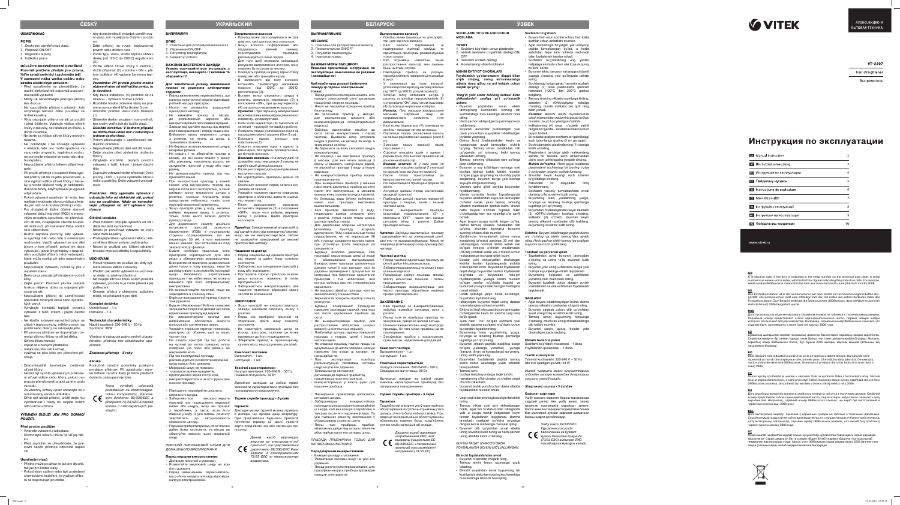# ČESKÝ

## USMĚRŇOVAČ

### POPIS

1. Desky pro usměrňování vlasů
2. Přepínač ON/OFF
3. Regulátor teploty
4. Indikátor práce

### DŮLEŽITÉ BEZPEČNOSTNÍ OPATŘENÍ

### Před prvním použitím

### Usměrnění vlasů

### Čištění a obsluha

### USCHOVÁNÍ

### Kompletní dodávky

Usměrňovač – 1 ks.
Instrukce – 1 ks.

### Technické charakteristiky

Napětí napájení: 220-240 V ~ 50 Hz
Spotřeba: 38 W

### Životnost přístroje - 5 roky

### Záruka

# УКРАЇНСЬКИЙ

## ВИПРЯМЛЯЧ

### ОПИС

1. Пластини для розрямлення волосся
2. Перемикач ON/OFF
3. Регулятор температури
4. Індикатор роботи

### ВАЖЛИВІ ЗАСТЕРЕЖНІ ЗАХОДИ

### Перед першим використанням

### Випрямлення волосся

### Чищення та догляд

### ЗБЕРІГАННЯ

### Комплект поставки

Випрямляч – 1 шт.
Інструкція – 1 шт.

### Технічні характеристики

Напруга живлення: 220-240 В ~ 50 Гц
Споживана потужність: 38 Вт

### Термін служби приладу - 5 років

### Гарантія

# БЕЛАРУСКІ

## ВЫПРАМЛЯЛЬНІК

### АПІСАННЕ

1. Пласціны для распраслення валасоў
2. Пераключальнік ON/OFF
3. Рэгулятар тэмпературы
4. Індыкатар працы

### ВАЖНЫЯ МЕРЫ ЗАСЦЯРОГІ

### Перад першым выкарыстаннем

### Выпростванне валасоў

### Чыстка і догляд

### ЗАХОЎВАННЕ

### Камплект пастаўкі

### Тэхнічныя характарыстыкі

### Тэрмін службы прыбора - 5 гадоў

### Гарантыя

# ЎЗБЕК

## SOCHLARNI TO'G'RILASH UCHUN MOSLAMA

### TA'RIFI

1. Sochlarni to'g'rilash uchun plastinalar
2. Ishlash rejimlarini o'zgartirish dastagi ON/OFF
3. Haroratni sozlash dastagi
4. Moslamaning ishlash indikatori

### MUHIM EHTIYOT CHORALARI

### Birinchi foydalanishdan avval

### Sochlarni to'g'rilash

### Tozalash va parvarish qilish

### SAQLASH

### Etkazib berish to'plami

### Texnik xususiyatlar

### Kafolat

---

# VITEK

АУДИО-ВИДЕО И БЫТОВАЯ ТЕХНИКА

**VT-2307**

Hair straightener

Выпрямитель

# Инструкция по эксплуатации

- GB Manual instruction
- DE Die Betriebsanweisung
- RUS Инструкция по эксплуатации
- KZ Пайдалану нұсқасы
- RO Instrucțiune de exploatare
- CZ Návod k použití
- UA Інструкція з експлуатації
- BEL Інструкцыя па эксплуатацыі
- UZ Фойдаланиш қоидалари

www.vitek.ru